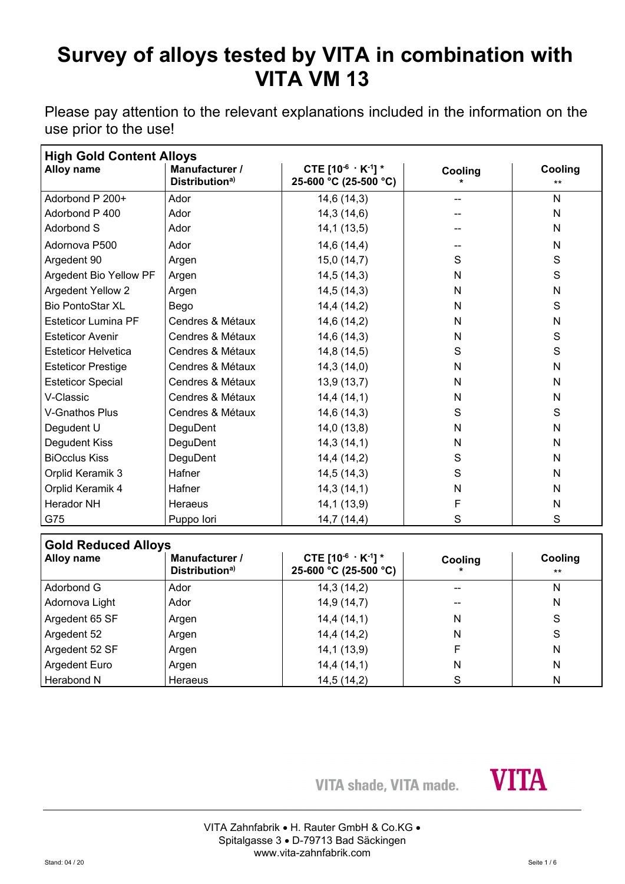# Survey of alloys tested by VITA in combination with VITA VM 13

Please pay attention to the relevant explanations included in the information on the use prior to the use!

## High Gold Content Alloys

| Alloy name | Manufacturer / Distribution[a)] | CTE [$10^{-6} \cdot K^{-1}$] * 25-600 °C (25-500 °C) | Cooling * | Cooling ** |
|---|---|---|---|---|
| Adorbond P 200+ | Ador | 14,6 (14,3) | -- | N |
| Adorbond P 400 | Ador | 14,3 (14,6) | -- | N |
| Adorbond S | Ador | 14,1 (13,5) | -- | N |
| Adornova P500 | Ador | 14,6 (14,4) | -- | N |
| Argedent 90 | Argen | 15,0 (14,7) | S | S |
| Argedent Bio Yellow PF | Argen | 14,5 (14,3) | N | S |
| Argedent Yellow 2 | Argen | 14,5 (14,3) | N | N |
| Bio PontoStar XL | Bego | 14,4 (14,2) | N | S |
| Esteticor Lumina PF | Cendres & Métaux | 14,6 (14,2) | N | N |
| Esteticor Avenir | Cendres & Métaux | 14,6 (14,3) | N | S |
| Esteticor Helvetica | Cendres & Métaux | 14,8 (14,5) | S | S |
| Esteticor Prestige | Cendres & Métaux | 14,3 (14,0) | N | N |
| Esteticor Special | Cendres & Métaux | 13,9 (13,7) | N | N |
| V-Classic | Cendres & Métaux | 14,4 (14,1) | N | N |
| V-Gnathos Plus | Cendres & Métaux | 14,6 (14,3) | S | S |
| Degudent U | DeguDent | 14,0 (13,8) | N | N |
| Degudent Kiss | DeguDent | 14,3 (14,1) | N | N |
| BiOcclus Kiss | DeguDent | 14,4 (14,2) | S | N |
| Orplid Keramik 3 | Hafner | 14,5 (14,3) | S | N |
| Orplid Keramik 4 | Hafner | 14,3 (14,1) | N | N |
| Herador NH | Heraeus | 14,1 (13,9) | F | N |
| G75 | Puppo Iori | 14,7 (14,4) | S | S |

## Gold Reduced Alloys

| Alloy name | Manufacturer / Distribution[a)] | CTE [$10^{-6} \cdot K^{-1}$] * 25-600 °C (25-500 °C) | Cooling * | Cooling ** |
|---|---|---|---|---|
| Adorbond G | Ador | 14,3 (14,2) | -- | N |
| Adornova Light | Ador | 14,9 (14,7) | -- | N |
| Argedent 65 SF | Argen | 14,4 (14,1) | N | S |
| Argedent 52 | Argen | 14,4 (14,2) | N | S |
| Argedent 52 SF | Argen | 14,1 (13,9) | F | N |
| Argedent Euro | Argen | 14,4 (14,1) | N | N |
| Herabond N | Heraeus | 14,5 (14,2) | S | N |

VITA shade, VITA made.

VITA Zahnfabrik • H. Rauter GmbH & Co.KG • Spitalgasse 3 • D-79713 Bad Säckingen
www.vita-zahnfabrik.com

Stand: 04 / 20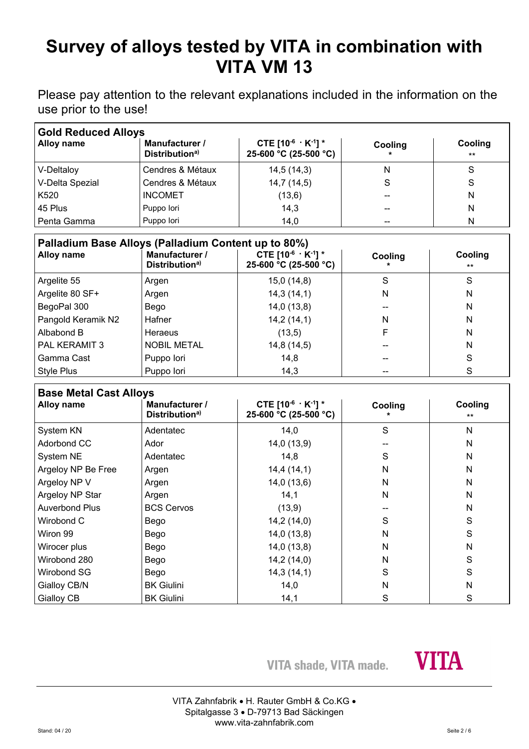# Survey of alloys tested by VITA in combination with VITA VM 13

Please pay attention to the relevant explanations included in the information on the use prior to the use!

**Gold Reduced Alloys**

| Alloy name | Manufacturer / Distribution[a)] | CTE [$10^{-6} \cdot K^{-1}$] * 25-600 °C (25-500 °C) | Cooling * | Cooling ** |
|---|---|---|---|---|
| V-Deltaloy | Cendres & Métaux | 14,5 (14,3) | N | S |
| V-Delta Spezial | Cendres & Métaux | 14,7 (14,5) | S | S |
| K520 | INCOMET | (13,6) | -- | N |
| 45 Plus | Puppo Iori | 14,3 | -- | N |
| Penta Gamma | Puppo Iori | 14,0 | -- | N |

**Palladium Base Alloys (Palladium Content up to 80%)**

| Alloy name | Manufacturer / Distribution[a)] | CTE [$10^{-6} \cdot K^{-1}$] * 25-600 °C (25-500 °C) | Cooling * | Cooling ** |
|---|---|---|---|---|
| Argelite 55 | Argen | 15,0 (14,8) | S | S |
| Argelite 80 SF+ | Argen | 14,3 (14,1) | N | N |
| BegoPal 300 | Bego | 14,0 (13,8) | -- | N |
| Pangold Keramik N2 | Hafner | 14,2 (14,1) | N | N |
| Albabond B | Heraeus | (13,5) | F | N |
| PAL KERAMIT 3 | NOBIL METAL | 14,8 (14,5) | -- | N |
| Gamma Cast | Puppo Iori | 14,8 | -- | S |
| Style Plus | Puppo Iori | 14,3 | -- | S |

**Base Metal Cast Alloys**

| Alloy name | Manufacturer / Distribution[a)] | CTE [$10^{-6} \cdot K^{-1}$] * 25-600 °C (25-500 °C) | Cooling * | Cooling ** |
|---|---|---|---|---|
| System KN | Adentatec | 14,0 | S | N |
| Adorbond CC | Ador | 14,0 (13,9) | -- | N |
| System NE | Adentatec | 14,8 | S | N |
| Argeloy NP Be Free | Argen | 14,4 (14,1) | N | N |
| Argeloy NP V | Argen | 14,0 (13,6) | N | N |
| Argeloy NP Star | Argen | 14,1 | N | N |
| Auverbond Plus | BCS Cervos | (13,9) | -- | N |
| Wirobond C | Bego | 14,2 (14,0) | S | S |
| Wiron 99 | Bego | 14,0 (13,8) | N | S |
| Wirocer plus | Bego | 14,0 (13,8) | N | N |
| Wirobond 280 | Bego | 14,2 (14,0) | N | S |
| Wirobond SG | Bego | 14,3 (14,1) | S | S |
| Gialloy CB/N | BK Giulini | 14,0 | N | N |
| Gialloy CB | BK Giulini | 14,1 | S | S |

VITA shade, VITA made. VITA

VITA Zahnfabrik • H. Rauter GmbH & Co.KG •
Spitalgasse 3 • D-79713 Bad Säckingen
www.vita-zahnfabrik.com

Stand: 04 / 20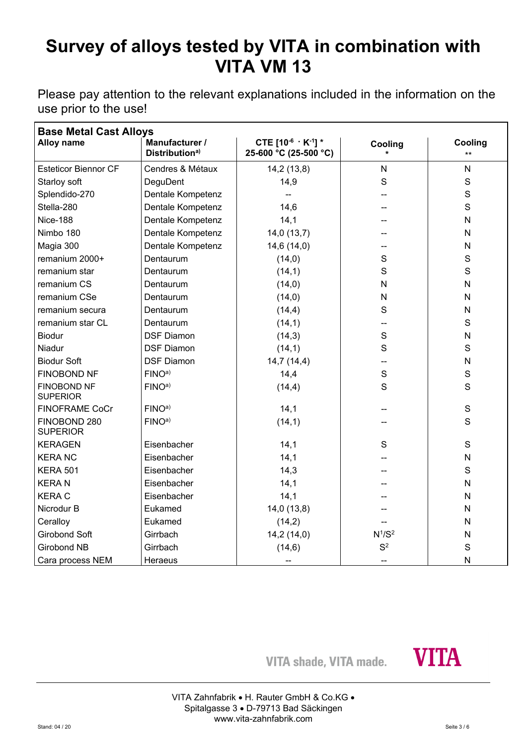# Survey of alloys tested by VITA in combination with VITA VM 13

Please pay attention to the relevant explanations included in the information on the use prior to the use!

| Base Metal Cast Alloys | | | | |
|---|---|---|---|---|
| **Alloy name** | **Manufacturer / Distribution[a)]** | **CTE [$10^{-6} \cdot K^{-1}$] * 25-600 °C (25-500 °C)** | **Cooling *** | **Cooling **** |
| Esteticor Biennor CF | Cendres & Métaux | 14,2 (13,8) | N | N |
| Starloy soft | DeguDent | 14,9 | S | S |
| Splendido-270 | Dentale Kompetenz | -- | -- | S |
| Stella-280 | Dentale Kompetenz | 14,6 | -- | S |
| Nice-188 | Dentale Kompetenz | 14,1 | -- | N |
| Nimbo 180 | Dentale Kompetenz | 14,0 (13,7) | -- | N |
| Magia 300 | Dentale Kompetenz | 14,6 (14,0) | -- | N |
| remanium 2000+ | Dentaurum | (14,0) | S | S |
| remanium star | Dentaurum | (14,1) | S | S |
| remanium CS | Dentaurum | (14,0) | N | N |
| remanium CSe | Dentaurum | (14,0) | N | N |
| remanium secura | Dentaurum | (14,4) | S | N |
| remanium star CL | Dentaurum | (14,1) | -- | S |
| Biodur | DSF Diamon | (14,3) | S | N |
| Niadur | DSF Diamon | (14,1) | S | S |
| Biodur Soft | DSF Diamon | 14,7 (14,4) | -- | N |
| FINOBOND NF | FINO[a)] | 14,4 | S | S |
| FINOBOND NF SUPERIOR | FINO[a)] | (14,4) | S | S |
| FINOFRAME CoCr | FINO[a)] | 14,1 | -- | S |
| FINOBOND 280 SUPERIOR | FINO[a)] | (14,1) | -- | S |
| KERAGEN | Eisenbacher | 14,1 | S | S |
| KERA NC | Eisenbacher | 14,1 | -- | N |
| KERA 501 | Eisenbacher | 14,3 | -- | S |
| KERA N | Eisenbacher | 14,1 | -- | N |
| KERA C | Eisenbacher | 14,1 | -- | N |
| Nicrodur B | Eukamed | 14,0 (13,8) | -- | N |
| Ceralloy | Eukamed | (14,2) | -- | N |
| Girobond Soft | Girrbach | 14,2 (14,0) | N[1]/S[2] | N |
| Girobond NB | Girrbach | (14,6) | S[2] | S |
| Cara process NEM | Heraeus | -- | -- | N |

VITA shade, VITA made. VITA

VITA Zahnfabrik • H. Rauter GmbH & Co.KG •
Spitalgasse 3 • D-79713 Bad Säckingen
www.vita-zahnfabrik.com

Stand: 04 / 20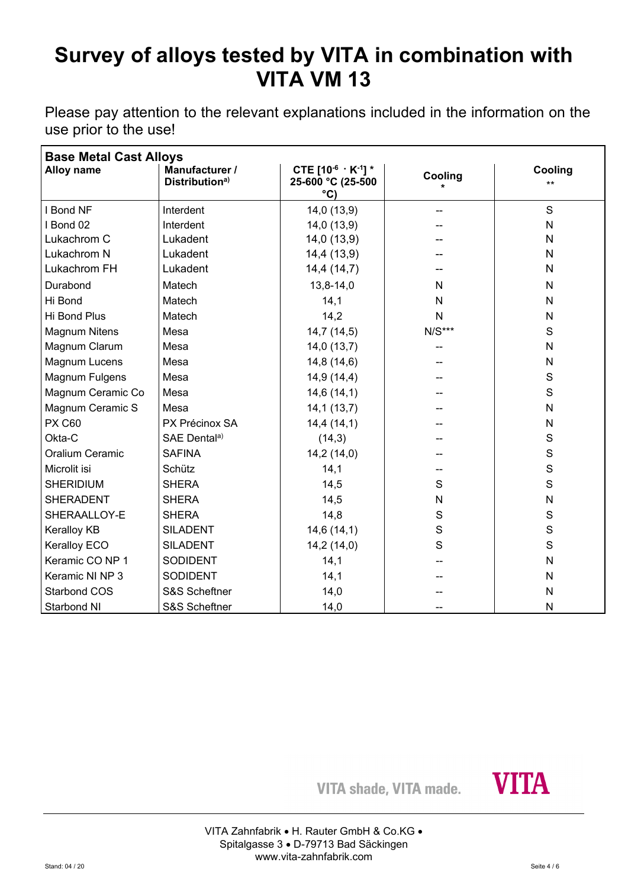# Survey of alloys tested by VITA in combination with VITA VM 13

Please pay attention to the relevant explanations included in the information on the use prior to the use!

| Base Metal Cast Alloys | | | | |
|---|---|---|---|---|
| **Alloy name** | **Manufacturer / Distribution[a)]** | **CTE [$10^{-6} \cdot K^{-1}$] * 25-600 °C (25-500 °C)** | **Cooling *** | **Cooling ****  |
| I Bond NF | Interdent | 14,0 (13,9) | -- | S |
| I Bond 02 | Interdent | 14,0 (13,9) | -- | N |
| Lukachrom C | Lukadent | 14,0 (13,9) | -- | N |
| Lukachrom N | Lukadent | 14,4 (13,9) | -- | N |
| Lukachrom FH | Lukadent | 14,4 (14,7) | -- | N |
| Durabond | Matech | 13,8-14,0 | N | N |
| Hi Bond | Matech | 14,1 | N | N |
| Hi Bond Plus | Matech | 14,2 | N | N |
| Magnum Nitens | Mesa | 14,7 (14,5) | N/S*** | S |
| Magnum Clarum | Mesa | 14,0 (13,7) | -- | N |
| Magnum Lucens | Mesa | 14,8 (14,6) | -- | N |
| Magnum Fulgens | Mesa | 14,9 (14,4) | -- | S |
| Magnum Ceramic Co | Mesa | 14,6 (14,1) | -- | S |
| Magnum Ceramic S | Mesa | 14,1 (13,7) | -- | N |
| PX C60 | PX Précinox SA | 14,4 (14,1) | -- | N |
| Okta-C | SAE Dental[a)] | (14,3) | -- | S |
| Oralium Ceramic | SAFINA | 14,2 (14,0) | -- | S |
| Microlit isi | Schütz | 14,1 | -- | S |
| SHERIDIUM | SHERA | 14,5 | S | S |
| SHERADENT | SHERA | 14,5 | N | N |
| SHERAALLOY-E | SHERA | 14,8 | S | S |
| Keralloy KB | SILADENT | 14,6 (14,1) | S | S |
| Keralloy ECO | SILADENT | 14,2 (14,0) | S | S |
| Keramic CO NP 1 | SODIDENT | 14,1 | -- | N |
| Keramic NI NP 3 | SODIDENT | 14,1 | -- | N |
| Starbond COS | S&S Scheftner | 14,0 | -- | N |
| Starbond NI | S&S Scheftner | 14,0 | -- | N |

VITA shade, VITA made. VITA

VITA Zahnfabrik • H. Rauter GmbH & Co.KG • Spitalgasse 3 • D-79713 Bad Säckingen
www.vita-zahnfabrik.com

Stand: 04 / 20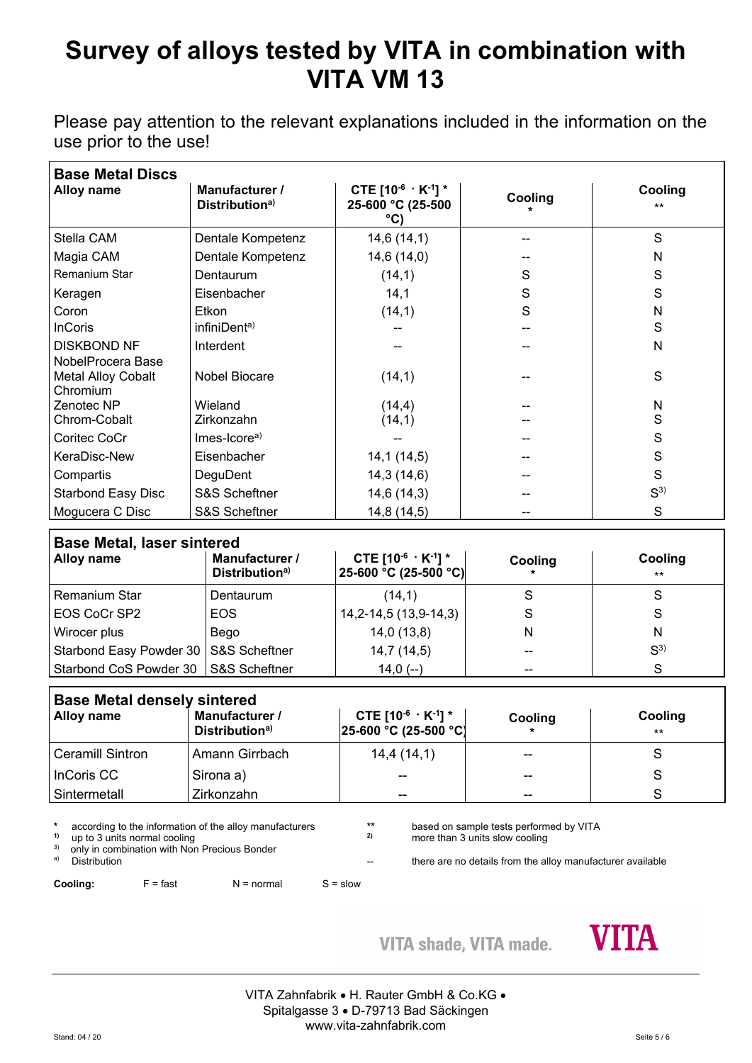# Survey of alloys tested by VITA in combination with VITA VM 13

Please pay attention to the relevant explanations included in the information on the use prior to the use!

## Base Metal Discs

| Alloy name | Manufacturer / Distribution[a)] | CTE $[10^{-6} \cdot K^{-1}]$ * 25-600 °C (25-500 °C) | Cooling * | Cooling ** |
|---|---|---|---|---|
| Stella CAM | Dentale Kompetenz | 14,6 (14,1) | -- | S |
| Magia CAM | Dentale Kompetenz | 14,6 (14,0) | -- | N |
| Remanium Star | Dentaurum | (14,1) | S | S |
| Keragen | Eisenbacher | 14,1 | S | S |
| Coron | Etkon | (14,1) | S | N |
| InCoris | infiniDent[a)] | -- | -- | S |
| DISKBOND NF | Interdent | -- | -- | N |
| NobelProcera Base Metal Alloy Cobalt Chromium | Nobel Biocare | (14,1) | -- | S |
| Zenotec NP | Wieland | (14,4) | -- | N |
| Chrom-Cobalt | Zirkonzahn | (14,1) | -- | S |
| Coritec CoCr | Imes-Icore[a)] | -- | -- | S |
| KeraDisc-New | Eisenbacher | 14,1 (14,5) | -- | S |
| Compartis | DeguDent | 14,3 (14,6) | -- | S |
| Starbond Easy Disc | S&S Scheftner | 14,6 (14,3) | -- | S[3)] |
| Mogucera C Disc | S&S Scheftner | 14,8 (14,5) | -- | S |

## Base Metal, laser sintered

| Alloy name | Manufacturer / Distribution[a)] | CTE $[10^{-6} \cdot K^{-1}]$ * 25-600 °C (25-500 °C) | Cooling * | Cooling ** |
|---|---|---|---|---|
| Remanium Star | Dentaurum | (14,1) | S | S |
| EOS CoCr SP2 | EOS | 14,2-14,5 (13,9-14,3) | S | S |
| Wirocer plus | Bego | 14,0 (13,8) | N | N |
| Starbond Easy Powder 30 | S&S Scheftner | 14,7 (14,5) | -- | S[3)] |
| Starbond CoS Powder 30 | S&S Scheftner | 14,0 (--) | -- | S |

## Base Metal densely sintered

| Alloy name | Manufacturer / Distribution[a)] | CTE $[10^{-6} \cdot K^{-1}]$ * 25-600 °C (25-500 °C) | Cooling * | Cooling ** |
|---|---|---|---|---|
| Ceramill Sintron | Amann Girrbach | 14,4 (14,1) | -- | S |
| InCoris CC | Sirona a) | -- | -- | S |
| Sintermetall | Zirkonzahn | -- | -- | S |

\* according to the information of the alloy manufacturers
[1)] up to 3 units normal cooling
[3)] only in combination with Non Precious Bonder
[a)] Distribution

\** based on sample tests performed by VITA
[2)] more than 3 units slow cooling
-- there are no details from the alloy manufacturer available

**Cooling:** F = fast N = normal S = slow

VITA shade, VITA made.

VITA

VITA Zahnfabrik • H. Rauter GmbH & Co.KG •
Spitalgasse 3 • D-79713 Bad Säckingen
www.vita-zahnfabrik.com

Stand: 04 / 20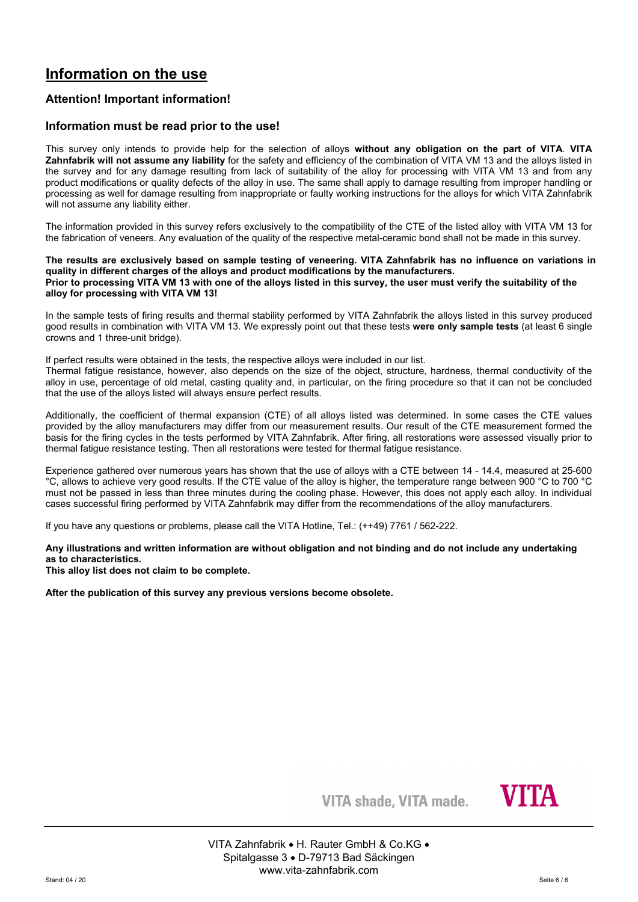# Information on the use

### Attention! Important information!

### Information must be read prior to the use!

This survey only intends to provide help for the selection of alloys **without any obligation on the part of VITA**. **VITA Zahnfabrik will not assume any liability** for the safety and efficiency of the combination of VITA VM 13 and the alloys listed in the survey and for any damage resulting from lack of suitability of the alloy for processing with VITA VM 13 and from any product modifications or quality defects of the alloy in use. The same shall apply to damage resulting from improper handling or processing as well for damage resulting from inappropriate or faulty working instructions for the alloys for which VITA Zahnfabrik will not assume any liability either.

The information provided in this survey refers exclusively to the compatibility of the CTE of the listed alloy with VITA VM 13 for the fabrication of veneers. Any evaluation of the quality of the respective metal-ceramic bond shall not be made in this survey.

**The results are exclusively based on sample testing of veneering. VITA Zahnfabrik has no influence on variations in quality in different charges of the alloys and product modifications by the manufacturers.**
**Prior to processing VITA VM 13 with one of the alloys listed in this survey, the user must verify the suitability of the alloy for processing with VITA VM 13!**

In the sample tests of firing results and thermal stability performed by VITA Zahnfabrik the alloys listed in this survey produced good results in combination with VITA VM 13. We expressly point out that these tests **were only sample tests** (at least 6 single crowns and 1 three-unit bridge).

If perfect results were obtained in the tests, the respective alloys were included in our list.
Thermal fatigue resistance, however, also depends on the size of the object, structure, hardness, thermal conductivity of the alloy in use, percentage of old metal, casting quality and, in particular, on the firing procedure so that it can not be concluded that the use of the alloys listed will always ensure perfect results.

Additionally, the coefficient of thermal expansion (CTE) of all alloys listed was determined. In some cases the CTE values provided by the alloy manufacturers may differ from our measurement results. Our result of the CTE measurement formed the basis for the firing cycles in the tests performed by VITA Zahnfabrik. After firing, all restorations were assessed visually prior to thermal fatigue resistance testing. Then all restorations were tested for thermal fatigue resistance.

Experience gathered over numerous years has shown that the use of alloys with a CTE between 14 - 14.4, measured at 25-600 °C, allows to achieve very good results. If the CTE value of the alloy is higher, the temperature range between 900 °C to 700 °C must not be passed in less than three minutes during the cooling phase. However, this does not apply each alloy. In individual cases successful firing performed by VITA Zahnfabrik may differ from the recommendations of the alloy manufacturers.

If you have any questions or problems, please call the VITA Hotline, Tel.: (++49) 7761 / 562-222.

**Any illustrations and written information are without obligation and not binding and do not include any undertaking as to characteristics.**
**This alloy list does not claim to be complete.**

**After the publication of this survey any previous versions become obsolete.**

VITA shade, VITA made. VITA

VITA Zahnfabrik • H. Rauter GmbH & Co.KG •
Spitalgasse 3 • D-79713 Bad Säckingen
www.vita-zahnfabrik.com

Stand: 04 / 20